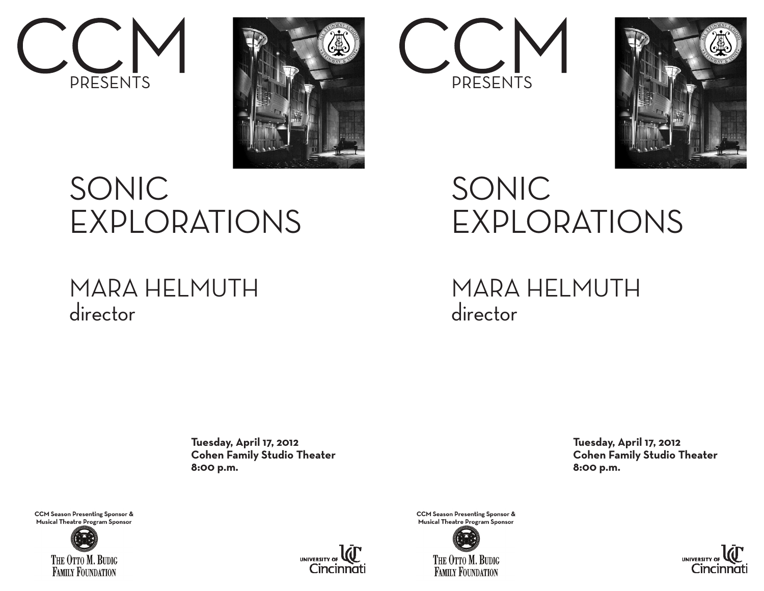# CCM PRESENTS

# SONIC EXPLORATIONS

## MARA HELMUTH
director

**Tuesday, April 17, 2012**
**Cohen Family Studio Theater**
**8:00 p.m.**

**CCM Season Presenting Sponsor & Musical Theatre Program Sponsor**

THE OTTO M. BUDIG FAMILY FOUNDATION

UNIVERSITY OF Cincinnati

# CCM PRESENTS

# SONIC EXPLORATIONS

## MARA HELMUTH
director

**Tuesday, April 17, 2012**
**Cohen Family Studio Theater**
**8:00 p.m.**

**CCM Season Presenting Sponsor & Musical Theatre Program Sponsor**

THE OTTO M. BUDIG FAMILY FOUNDATION

UNIVERSITY OF Cincinnati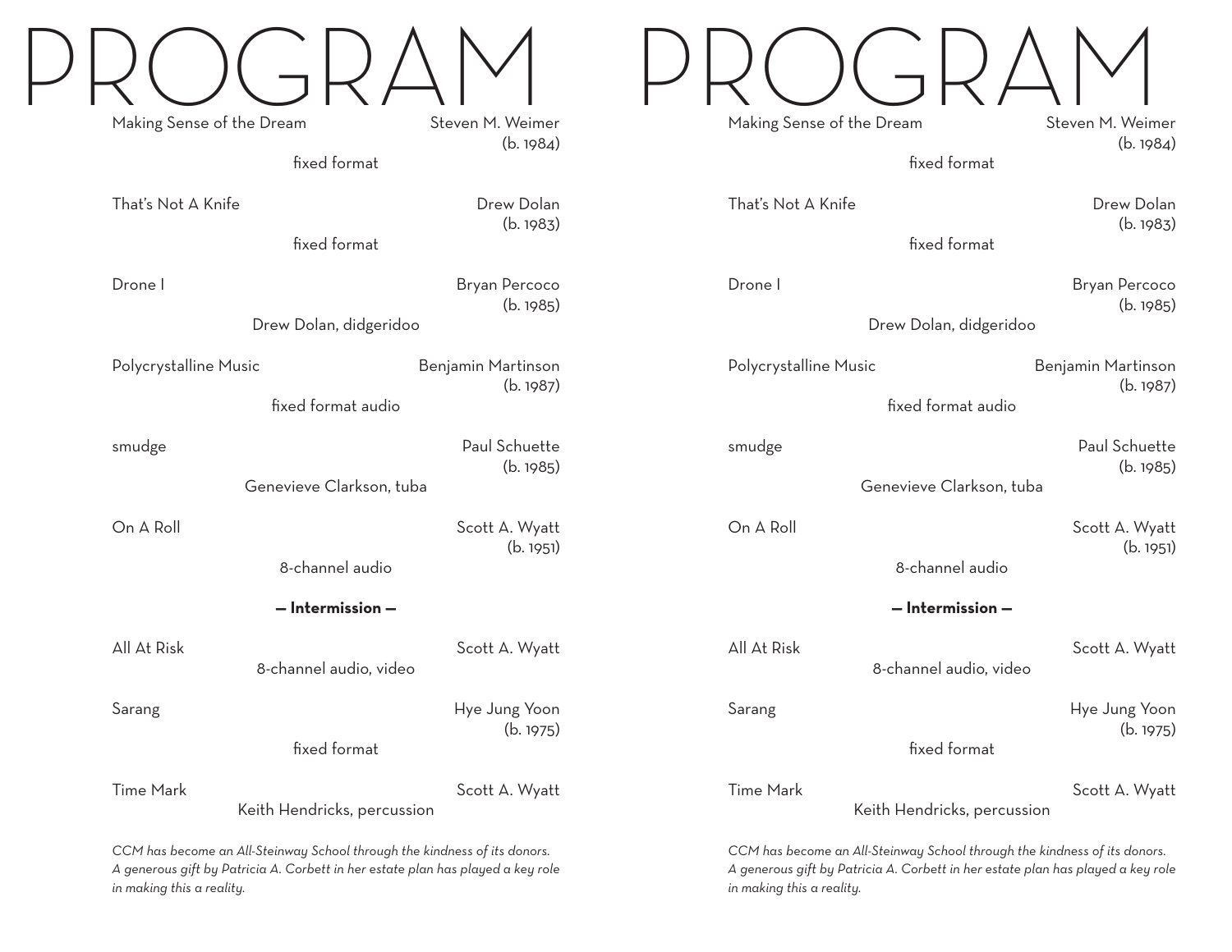# PROGRAM

Making Sense of the Dream — Steven M. Weimer (b. 1984)
fixed format

That's Not A Knife — Drew Dolan (b. 1983)
fixed format

Drone I — Bryan Percoco (b. 1985)
Drew Dolan, didgeridoo

Polycrystalline Music — Benjamin Martinson (b. 1987)
fixed format audio

smudge — Paul Schuette (b. 1985)
Genevieve Clarkson, tuba

On A Roll — Scott A. Wyatt (b. 1951)
8-channel audio

**— Intermission —**

All At Risk — Scott A. Wyatt
8-channel audio, video

Sarang — Hye Jung Yoon (b. 1975)
fixed format

Time Mark — Scott A. Wyatt
Keith Hendricks, percussion

*CCM has become an All-Steinway School through the kindness of its donors. A generous gift by Patricia A. Corbett in her estate plan has played a key role in making this a reality.*

# PROGRAM

Making Sense of the Dream — Steven M. Weimer (b. 1984)
fixed format

That's Not A Knife — Drew Dolan (b. 1983)
fixed format

Drone I — Bryan Percoco (b. 1985)
Drew Dolan, didgeridoo

Polycrystalline Music — Benjamin Martinson (b. 1987)
fixed format audio

smudge — Paul Schuette (b. 1985)
Genevieve Clarkson, tuba

On A Roll — Scott A. Wyatt (b. 1951)
8-channel audio

**— Intermission —**

All At Risk — Scott A. Wyatt
8-channel audio, video

Sarang — Hye Jung Yoon (b. 1975)
fixed format

Time Mark — Scott A. Wyatt
Keith Hendricks, percussion

*CCM has become an All-Steinway School through the kindness of its donors. A generous gift by Patricia A. Corbett in her estate plan has played a key role in making this a reality.*